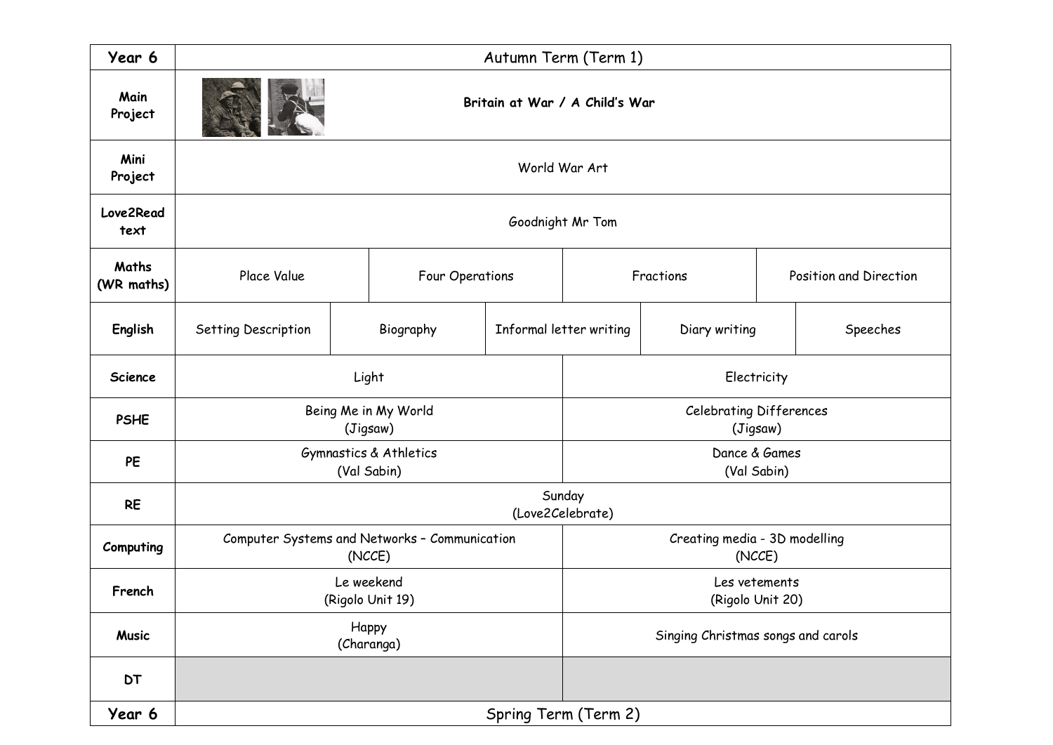| Year 6 | Autumn Term (Term 1) | | | | | | | | |
|---|---|---|---|---|---|---|---|---|---|
| Main Project | **Britain at War / A Child's War** | | | | | | | | |
| Mini Project | World War Art | | | | | | | | |
| Love2Read text | Goodnight Mr Tom | | | | | | | | |
| Maths (WR maths) | Place Value | | Four Operations | | Fractions | | Position and Direction | | |
| English | Setting Description | Biography | | Informal letter writing | | Diary writing | | Speeches | |
| Science | Light | | | | Electricity | | | | |
| PSHE | Being Me in My World (Jigsaw) | | | | Celebrating Differences (Jigsaw) | | | | |
| PE | Gymnastics & Athletics (Val Sabin) | | | | Dance & Games (Val Sabin) | | | | |
| RE | Sunday (Love2Celebrate) | | | | | | | | |
| Computing | Computer Systems and Networks – Communication (NCCE) | | | | Creating media - 3D modelling (NCCE) | | | | |
| French | Le weekend (Rigolo Unit 19) | | | | Les vetements (Rigolo Unit 20) | | | | |
| Music | Happy (Charanga) | | | | Singing Christmas songs and carols | | | | |
| DT | | | | | | | | | |
| Year 6 | Spring Term (Term 2) | | | | | | | | |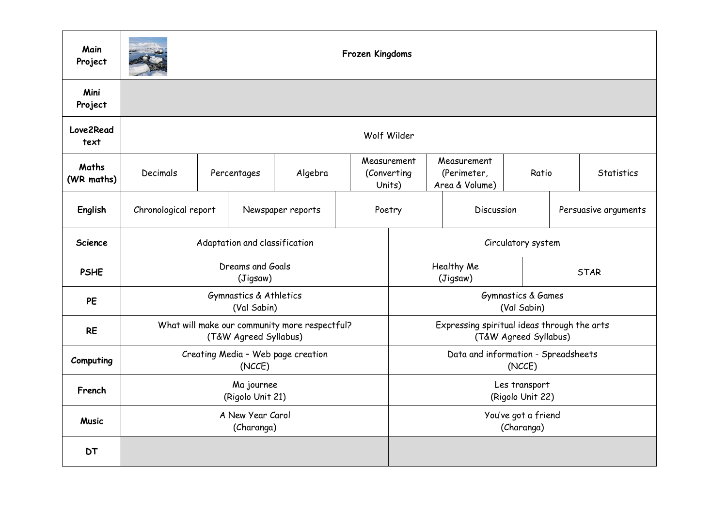| | | | | | | | |
|---|---|---|---|---|---|---|---|
| **Main Project** | **Frozen Kingdoms** | | | | | | |
| **Mini Project** | | | | | | | |
| **Love2Read text** | Wolf Wilder | | | | | | |
| **Maths (WR maths)** | Decimals | Percentages | Algebra | Measurement (Converting Units) | Measurement (Perimeter, Area & Volume) | Ratio | Statistics |
| **English** | Chronological report | Newspaper reports | Poetry | Discussion | Persuasive arguments | | |
| **Science** | Adaptation and classification | | | Circulatory system | | | |
| **PSHE** | Dreams and Goals (Jigsaw) | | | Healthy Me (Jigsaw) | | STAR | |
| **PE** | Gymnastics & Athletics (Val Sabin) | | | Gymnastics & Games (Val Sabin) | | | |
| **RE** | What will make our community more respectful? (T&W Agreed Syllabus) | | | Expressing spiritual ideas through the arts (T&W Agreed Syllabus) | | | |
| **Computing** | Creating Media – Web page creation (NCCE) | | | Data and information - Spreadsheets (NCCE) | | | |
| **French** | Ma journee (Rigolo Unit 21) | | | Les transport (Rigolo Unit 22) | | | |
| **Music** | A New Year Carol (Charanga) | | | You've got a friend (Charanga) | | | |
| **DT** | | | | | | | |